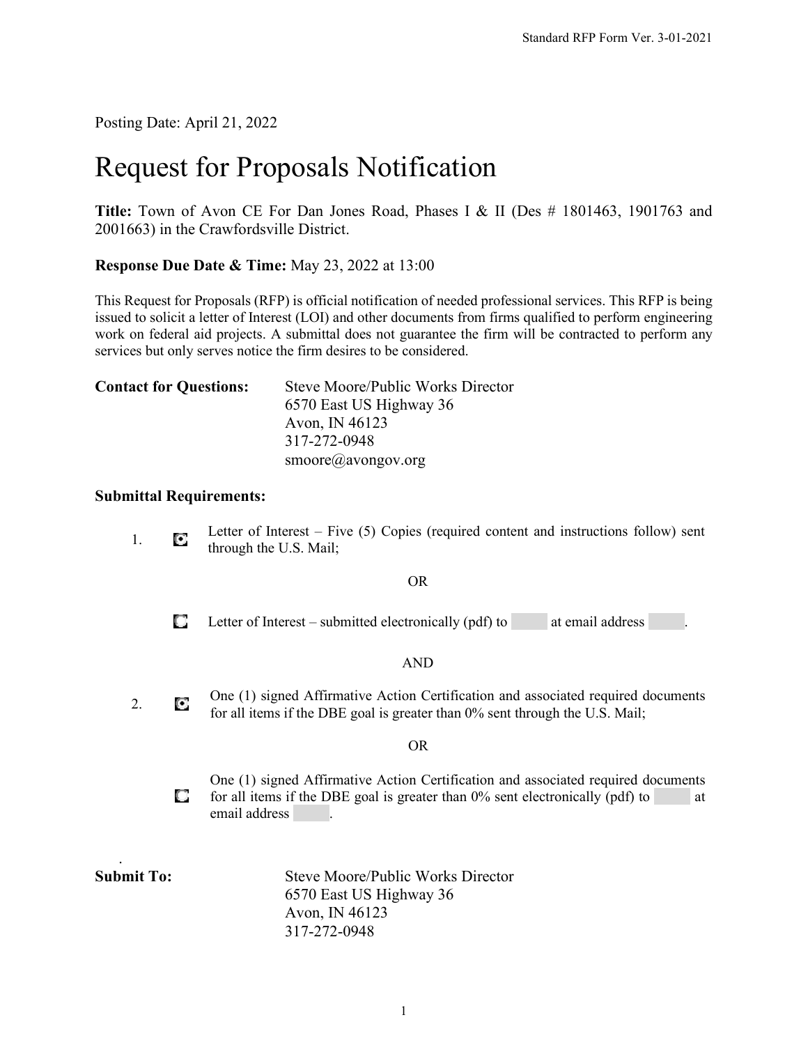Posting Date: April 21, 2022

# Request for Proposals Notification

**Title:** Town of Avon CE For Dan Jones Road, Phases I & II (Des # 1801463, 1901763 and 2001663) in the Crawfordsville District.

**Response Due Date & Time:** May 23, 2022 at 13:00

This Request for Proposals (RFP) is official notification of needed professional services. This RFP is being issued to solicit a letter of Interest (LOI) and other documents from firms qualified to perform engineering work on federal aid projects. A submittal does not guarantee the firm will be contracted to perform any services but only serves notice the firm desires to be considered.

**Contact for Questions:**
Steve Moore/Public Works Director
6570 East US Highway 36
Avon, IN 46123
317-272-0948
smoore@avongov.org

**Submittal Requirements:**

1. ☒ Letter of Interest – Five (5) Copies (required content and instructions follow) sent through the U.S. Mail;

   OR

   ☐ Letter of Interest – submitted electronically (pdf) to ____ at email address ____.

   AND

2. ☒ One (1) signed Affirmative Action Certification and associated required documents for all items if the DBE goal is greater than 0% sent through the U.S. Mail;

   OR

   ☐ One (1) signed Affirmative Action Certification and associated required documents for all items if the DBE goal is greater than 0% sent electronically (pdf) to ____ at email address ____.

**Submit To:**
Steve Moore/Public Works Director
6570 East US Highway 36
Avon, IN 46123
317-272-0948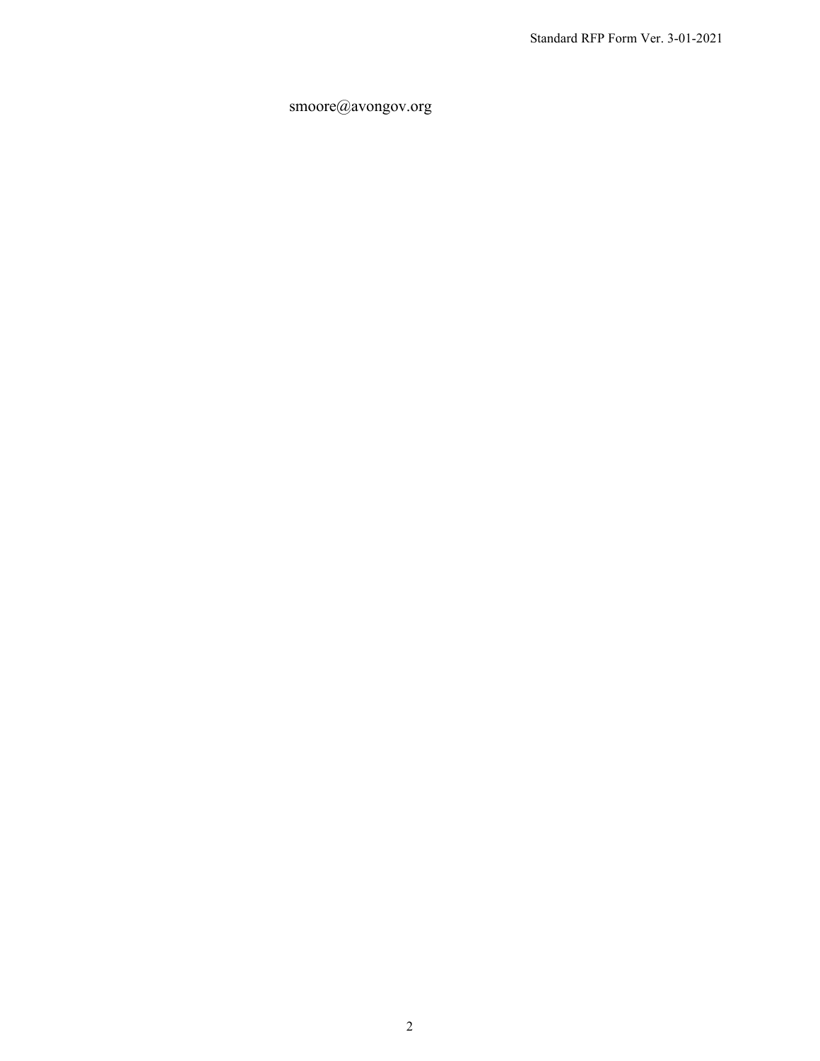smoore@avongov.org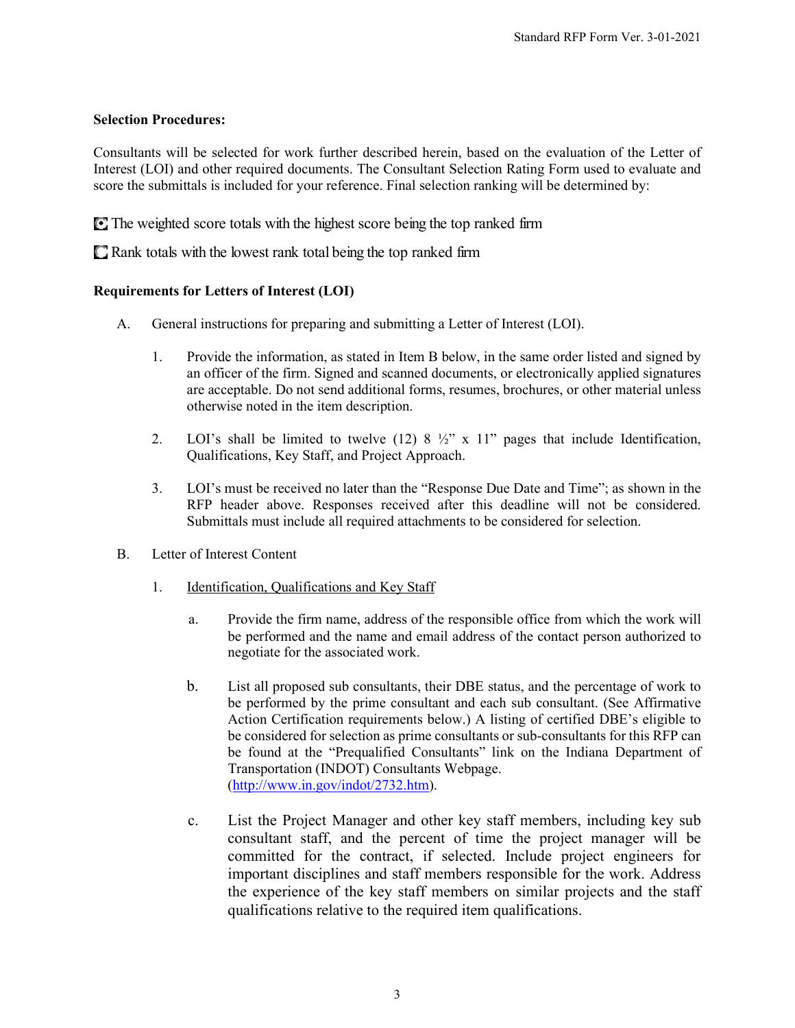**Selection Procedures:**

Consultants will be selected for work further described herein, based on the evaluation of the Letter of Interest (LOI) and other required documents. The Consultant Selection Rating Form used to evaluate and score the submittals is included for your reference. Final selection ranking will be determined by:

- [x] The weighted score totals with the highest score being the top ranked firm
- [ ] Rank totals with the lowest rank total being the top ranked firm

**Requirements for Letters of Interest (LOI)**

A. General instructions for preparing and submitting a Letter of Interest (LOI).

1. Provide the information, as stated in Item B below, in the same order listed and signed by an officer of the firm. Signed and scanned documents, or electronically applied signatures are acceptable. Do not send additional forms, resumes, brochures, or other material unless otherwise noted in the item description.

2. LOI's shall be limited to twelve (12) 8 ½" x 11" pages that include Identification, Qualifications, Key Staff, and Project Approach.

3. LOI's must be received no later than the "Response Due Date and Time"; as shown in the RFP header above. Responses received after this deadline will not be considered. Submittals must include all required attachments to be considered for selection.

B. Letter of Interest Content

1. Identification, Qualifications and Key Staff

   a. Provide the firm name, address of the responsible office from which the work will be performed and the name and email address of the contact person authorized to negotiate for the associated work.

   b. List all proposed sub consultants, their DBE status, and the percentage of work to be performed by the prime consultant and each sub consultant. (See Affirmative Action Certification requirements below.) A listing of certified DBE's eligible to be considered for selection as prime consultants or sub-consultants for this RFP can be found at the "Prequalified Consultants" link on the Indiana Department of Transportation (INDOT) Consultants Webpage. (http://www.in.gov/indot/2732.htm).

   c. List the Project Manager and other key staff members, including key sub consultant staff, and the percent of time the project manager will be committed for the contract, if selected. Include project engineers for important disciplines and staff members responsible for the work. Address the experience of the key staff members on similar projects and the staff qualifications relative to the required item qualifications.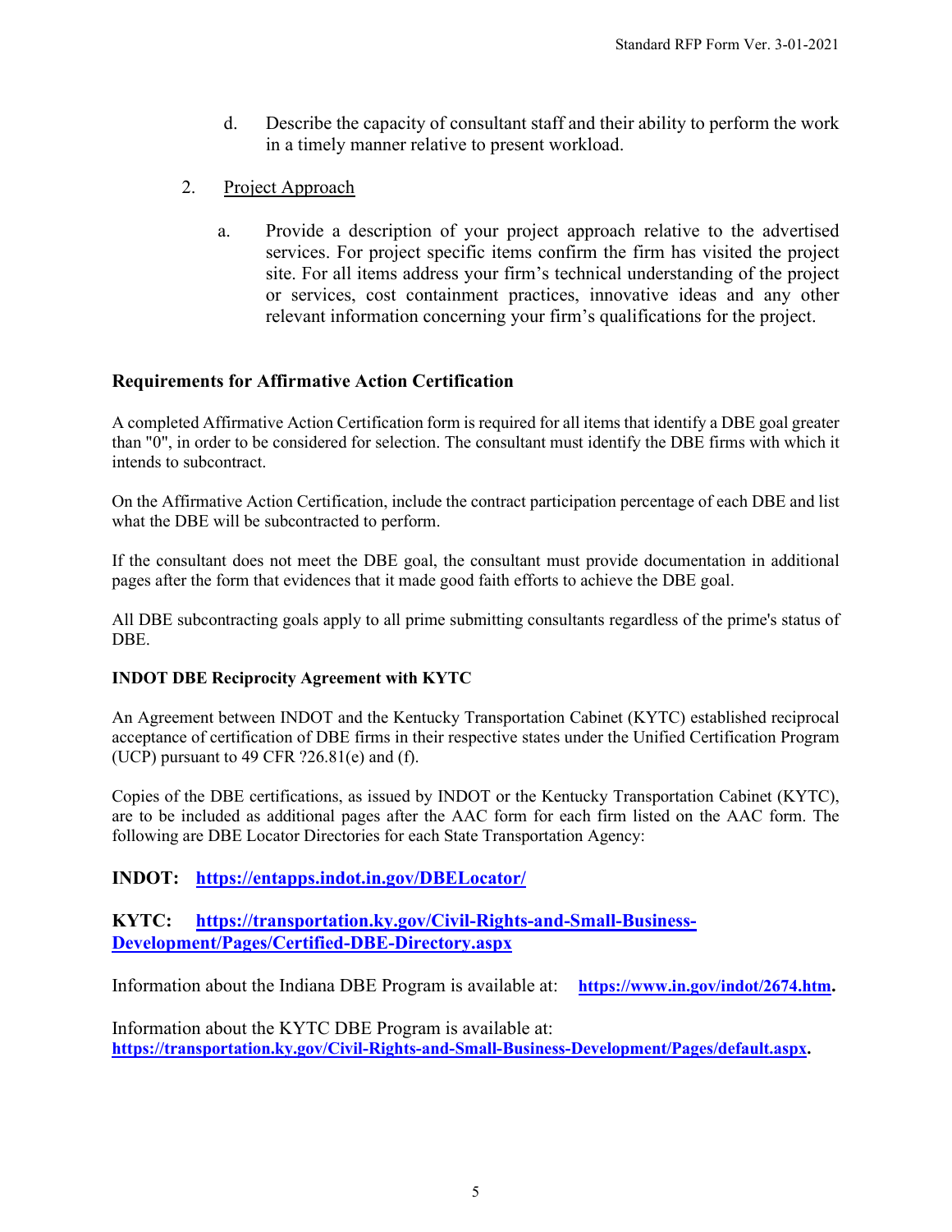d. Describe the capacity of consultant staff and their ability to perform the work in a timely manner relative to present workload.

2. Project Approach

   a. Provide a description of your project approach relative to the advertised services. For project specific items confirm the firm has visited the project site. For all items address your firm's technical understanding of the project or services, cost containment practices, innovative ideas and any other relevant information concerning your firm's qualifications for the project.

## Requirements for Affirmative Action Certification

A completed Affirmative Action Certification form is required for all items that identify a DBE goal greater than "0", in order to be considered for selection. The consultant must identify the DBE firms with which it intends to subcontract.

On the Affirmative Action Certification, include the contract participation percentage of each DBE and list what the DBE will be subcontracted to perform.

If the consultant does not meet the DBE goal, the consultant must provide documentation in additional pages after the form that evidences that it made good faith efforts to achieve the DBE goal.

All DBE subcontracting goals apply to all prime submitting consultants regardless of the prime's status of DBE.

### INDOT DBE Reciprocity Agreement with KYTC

An Agreement between INDOT and the Kentucky Transportation Cabinet (KYTC) established reciprocal acceptance of certification of DBE firms in their respective states under the Unified Certification Program (UCP) pursuant to 49 CFR ?26.81(e) and (f).

Copies of the DBE certifications, as issued by INDOT or the Kentucky Transportation Cabinet (KYTC), are to be included as additional pages after the AAC form for each firm listed on the AAC form. The following are DBE Locator Directories for each State Transportation Agency:

**INDOT:** **https://entapps.indot.in.gov/DBELocator/**

**KYTC:** **https://transportation.ky.gov/Civil-Rights-and-Small-Business-Development/Pages/Certified-DBE-Directory.aspx**

Information about the Indiana DBE Program is available at: **https://www.in.gov/indot/2674.htm.**

Information about the KYTC DBE Program is available at: **https://transportation.ky.gov/Civil-Rights-and-Small-Business-Development/Pages/default.aspx.**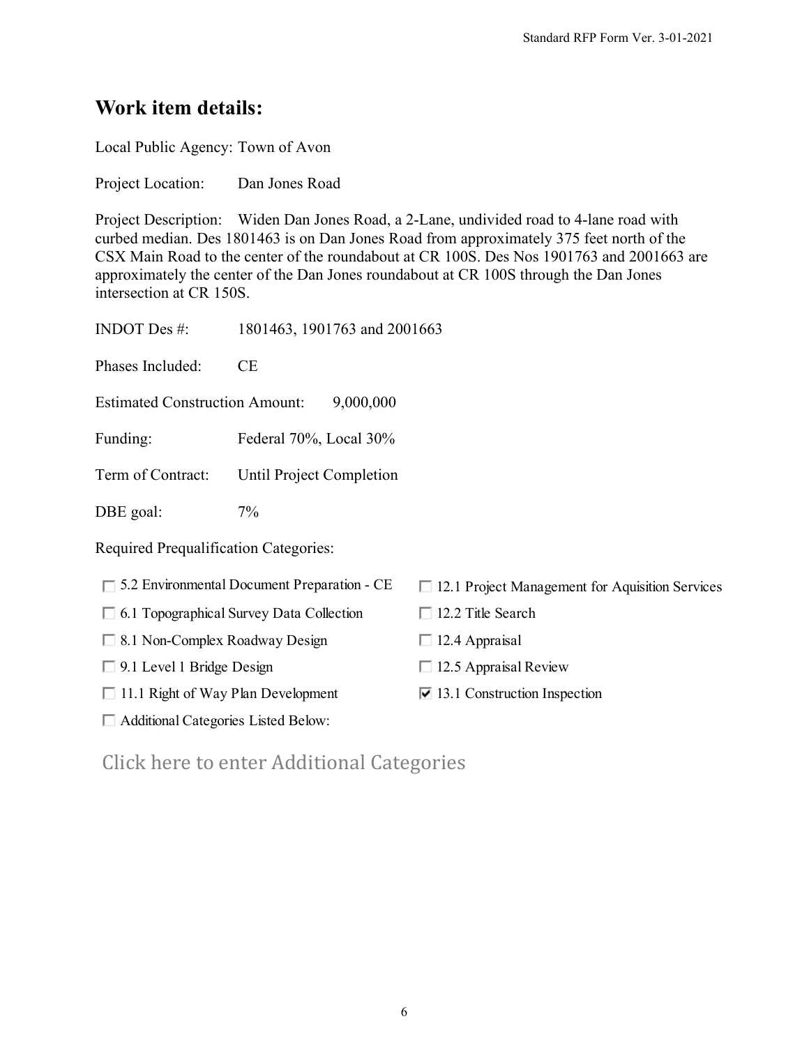## Work item details:

Local Public Agency: Town of Avon

Project Location: Dan Jones Road

Project Description: Widen Dan Jones Road, a 2-Lane, undivided road to 4-lane road with curbed median. Des 1801463 is on Dan Jones Road from approximately 375 feet north of the CSX Main Road to the center of the roundabout at CR 100S. Des Nos 1901763 and 2001663 are approximately the center of the Dan Jones roundabout at CR 100S through the Dan Jones intersection at CR 150S.

INDOT Des #: 1801463, 1901763 and 2001663

Phases Included: CE

Estimated Construction Amount: 9,000,000

Funding: Federal 70%, Local 30%

Term of Contract: Until Project Completion

DBE goal: 7%

Required Prequalification Categories:

- ☐ 5.2 Environmental Document Preparation - CE
- ☐ 6.1 Topographical Survey Data Collection
- ☐ 8.1 Non-Complex Roadway Design
- ☐ 9.1 Level 1 Bridge Design
- ☐ 11.1 Right of Way Plan Development
- ☐ Additional Categories Listed Below:
- ☐ 12.1 Project Management for Aquisition Services
- ☐ 12.2 Title Search
- ☐ 12.4 Appraisal
- ☐ 12.5 Appraisal Review
- ☑ 13.1 Construction Inspection

Click here to enter Additional Categories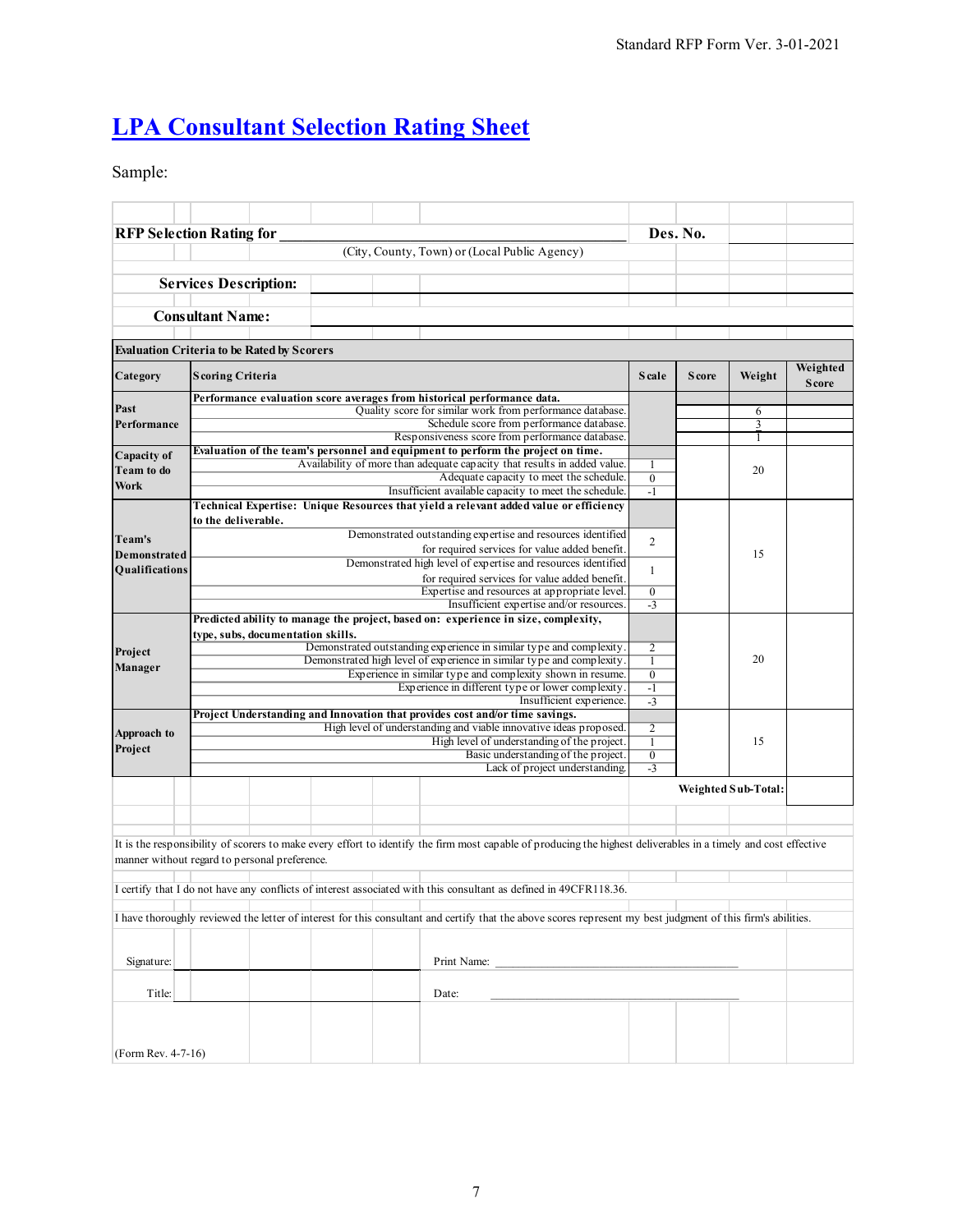# LPA Consultant Selection Rating Sheet

Sample:

**RFP Selection Rating for** ______________________________ **Des. No.** ________

(City, County, Town) or (Local Public Agency)

**Services Description:** ______________________________

**Consultant Name:** ______________________________

**Evaluation Criteria to be Rated by Scorers**

| Category | Scoring Criteria | Scale | Score | Weight | Weighted Score |
|---|---|---|---|---|---|
| Past Performance | **Performance evaluation score averages from historical performance data.** | | | | |
| | Quality score for similar work from performance database. | | | 6 | |
| | Schedule score from performance database. | | | 3 | |
| | Responsiveness score from performance database. | | | 1 | |
| Capacity of Team to do Work | **Evaluation of the team's personnel and equipment to perform the project on time.** | | | 20 | |
| | Availability of more than adequate capacity that results in added value. | 1 | | | |
| | Adequate capacity to meet the schedule. | 0 | | | |
| | Insufficient available capacity to meet the schedule. | -1 | | | |
| Team's Demonstrated Qualifications | **Technical Expertise: Unique Resources that yield a relevant added value or efficiency to the deliverable.** | | | 15 | |
| | Demonstrated outstanding expertise and resources identified for required services for value added benefit. | 2 | | | |
| | Demonstrated high level of expertise and resources identified for required services for value added benefit. | 1 | | | |
| | Expertise and resources at appropriate level. | 0 | | | |
| | Insufficient expertise and/or resources. | -3 | | | |
| Project Manager | **Predicted ability to manage the project, based on: experience in size, complexity, type, subs, documentation skills.** | | | 20 | |
| | Demonstrated outstanding experience in similar type and complexity. | 2 | | | |
| | Demonstrated high level of experience in similar type and complexity. | 1 | | | |
| | Experience in similar type and complexity shown in resume. | 0 | | | |
| | Experience in different type or lower complexity. | -1 | | | |
| | Insufficient experience. | -3 | | | |
| Approach to Project | **Project Understanding and Innovation that provides cost and/or time savings.** | | | 15 | |
| | High level of understanding and viable innovative ideas proposed. | 2 | | | |
| | High level of understanding of the project. | 1 | | | |
| | Basic understanding of the project. | 0 | | | |
| | Lack of project understanding. | -3 | | | |
| | | | **Weighted Sub-Total:** | | |

It is the responsibility of scorers to make every effort to identify the firm most capable of producing the highest deliverables in a timely and cost effective manner without regard to personal preference.

I certify that I do not have any conflicts of interest associated with this consultant as defined in 49CFR118.36.

I have thoroughly reviewed the letter of interest for this consultant and certify that the above scores represent my best judgment of this firm's abilities.

Signature: ______________________ Print Name: ______________________

Title: ______________________ Date: ______________________

(Form Rev. 4-7-16)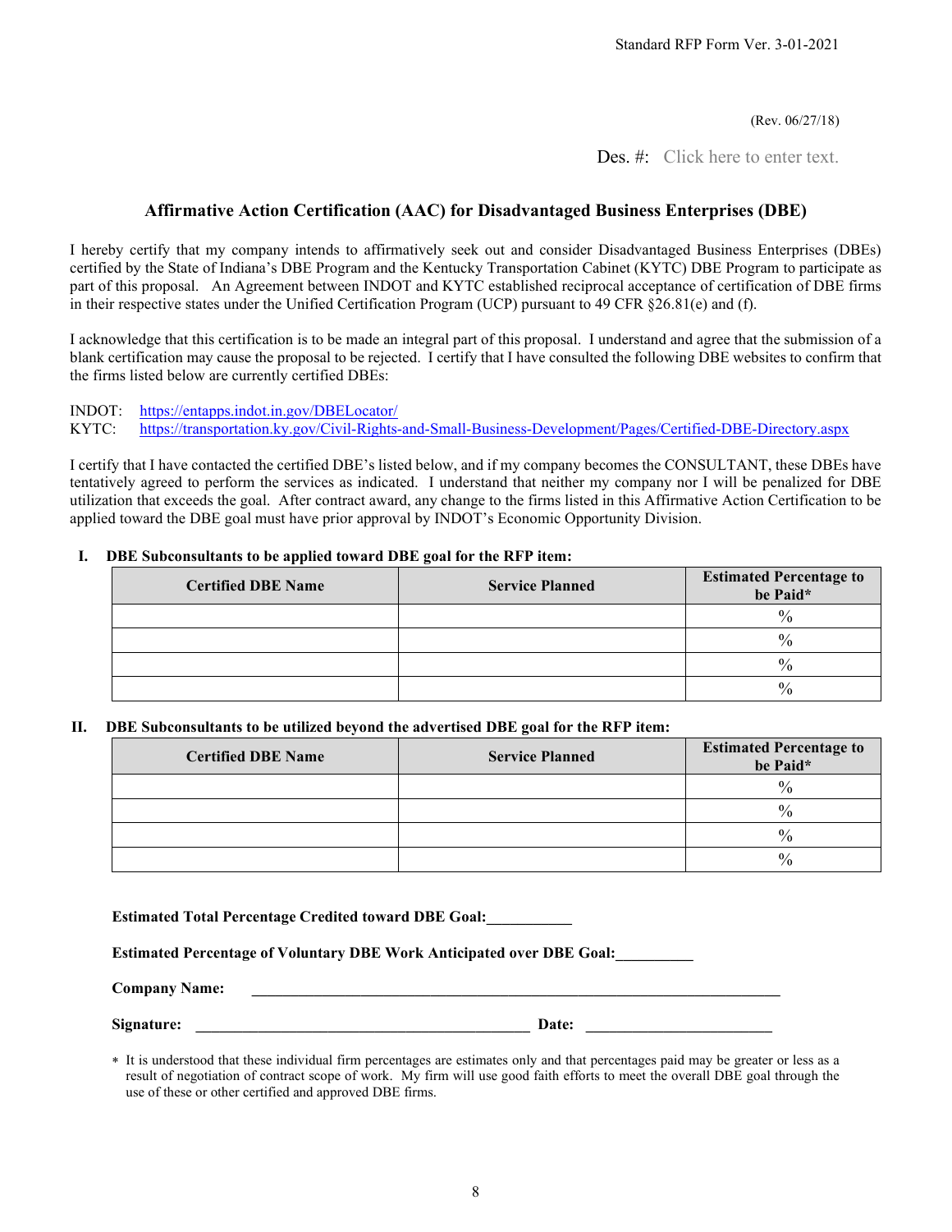(Rev. 06/27/18)

Des. #: Click here to enter text.

## Affirmative Action Certification (AAC) for Disadvantaged Business Enterprises (DBE)

I hereby certify that my company intends to affirmatively seek out and consider Disadvantaged Business Enterprises (DBEs) certified by the State of Indiana's DBE Program and the Kentucky Transportation Cabinet (KYTC) DBE Program to participate as part of this proposal. An Agreement between INDOT and KYTC established reciprocal acceptance of certification of DBE firms in their respective states under the Unified Certification Program (UCP) pursuant to 49 CFR §26.81(e) and (f).

I acknowledge that this certification is to be made an integral part of this proposal. I understand and agree that the submission of a blank certification may cause the proposal to be rejected. I certify that I have consulted the following DBE websites to confirm that the firms listed below are currently certified DBEs:

INDOT: https://entapps.indot.in.gov/DBELocator/
KYTC: https://transportation.ky.gov/Civil-Rights-and-Small-Business-Development/Pages/Certified-DBE-Directory.aspx

I certify that I have contacted the certified DBE's listed below, and if my company becomes the CONSULTANT, these DBEs have tentatively agreed to perform the services as indicated. I understand that neither my company nor I will be penalized for DBE utilization that exceeds the goal. After contract award, any change to the firms listed in this Affirmative Action Certification to be applied toward the DBE goal must have prior approval by INDOT's Economic Opportunity Division.

**I. DBE Subconsultants to be applied toward DBE goal for the RFP item:**

| Certified DBE Name | Service Planned | Estimated Percentage to be Paid* |
|---|---|---|
| | | % |
| | | % |
| | | % |
| | | % |

**II. DBE Subconsultants to be utilized beyond the advertised DBE goal for the RFP item:**

| Certified DBE Name | Service Planned | Estimated Percentage to be Paid* |
|---|---|---|
| | | % |
| | | % |
| | | % |
| | | % |

**Estimated Total Percentage Credited toward DBE Goal:**___________

**Estimated Percentage of Voluntary DBE Work Anticipated over DBE Goal:**__________

**Company Name:** ______________________________________________

**Signature:** ______________________________ **Date:** ________________

* It is understood that these individual firm percentages are estimates only and that percentages paid may be greater or less as a result of negotiation of contract scope of work. My firm will use good faith efforts to meet the overall DBE goal through the use of these or other certified and approved DBE firms.